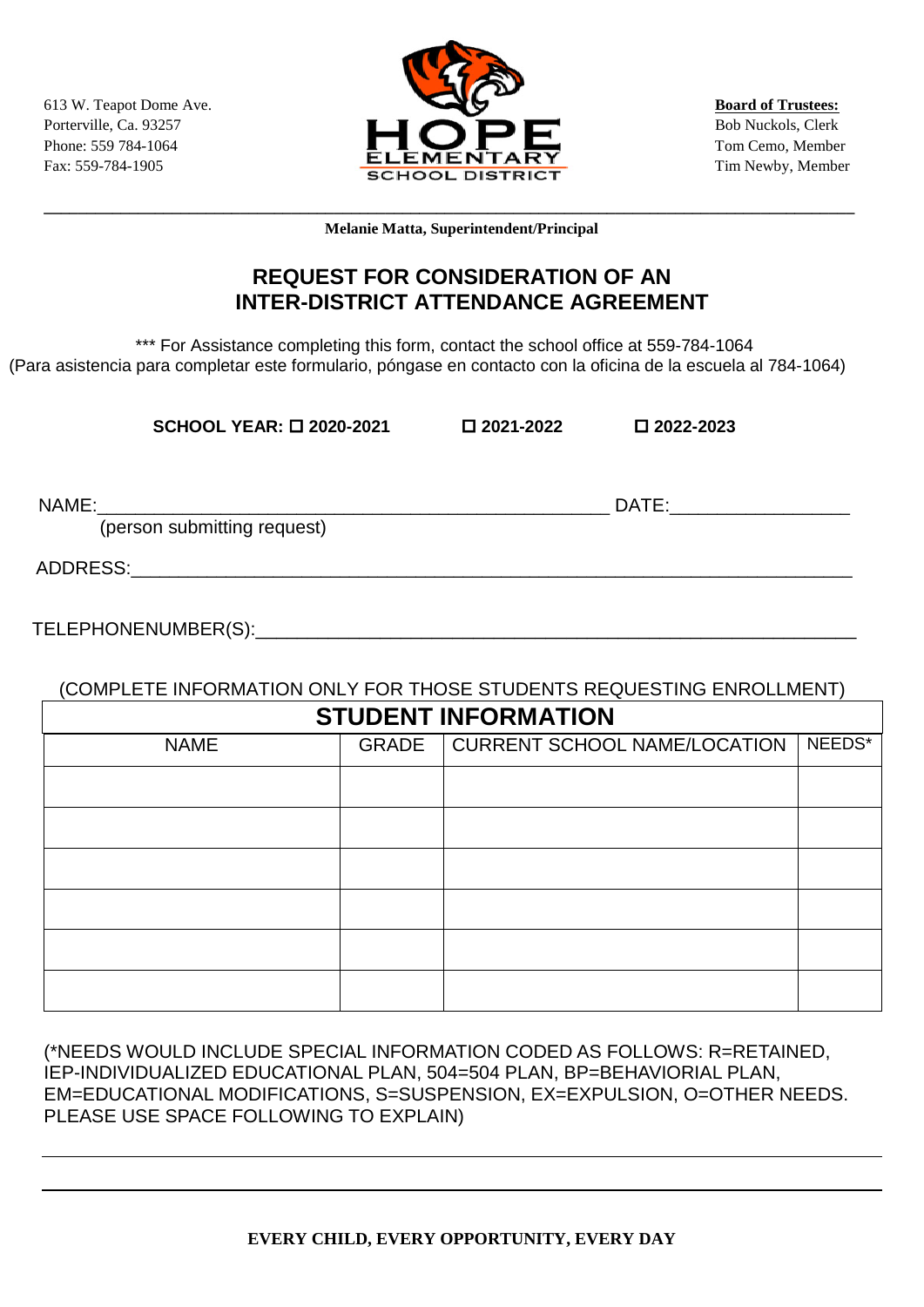613 W. Teapot Dome Ave.
Porterville, Ca. 93257
Phone: 559 784-1064
Fax: 559-784-1905

HOPE ELEMENTARY SCHOOL DISTRICT

**Board of Trustees:**
Bob Nuckols, Clerk
Tom Cemo, Member
Tim Newby, Member

**Melanie Matta, Superintendent/Principal**

# REQUEST FOR CONSIDERATION OF AN INTER-DISTRICT ATTENDANCE AGREEMENT

*** For Assistance completing this form, contact the school office at 559-784-1064
(Para asistencia para completar este formulario, póngase en contacto con la oficina de la escuela al 784-1064)

**SCHOOL YEAR: ☐ 2020-2021 ☐ 2021-2022 ☐ 2022-2023**

NAME:__________________________________________________ DATE:_________________
(person submitting request)

ADDRESS:_____________________________________________________________________

TELEPHONENUMBER(S):__________________________________________________________

(COMPLETE INFORMATION ONLY FOR THOSE STUDENTS REQUESTING ENROLLMENT)

## STUDENT INFORMATION

| NAME | GRADE | CURRENT SCHOOL NAME/LOCATION | NEEDS* |
|---|---|---|---|
| | | | |
| | | | |
| | | | |
| | | | |
| | | | |
| | | | |

(*NEEDS WOULD INCLUDE SPECIAL INFORMATION CODED AS FOLLOWS: R=RETAINED, IEP-INDIVIDUALIZED EDUCATIONAL PLAN, 504=504 PLAN, BP=BEHAVIORIAL PLAN, EM=EDUCATIONAL MODIFICATIONS, S=SUSPENSION, EX=EXPULSION, O=OTHER NEEDS. PLEASE USE SPACE FOLLOWING TO EXPLAIN)

_____________________________________________________________________________

_____________________________________________________________________________

**EVERY CHILD, EVERY OPPORTUNITY, EVERY DAY**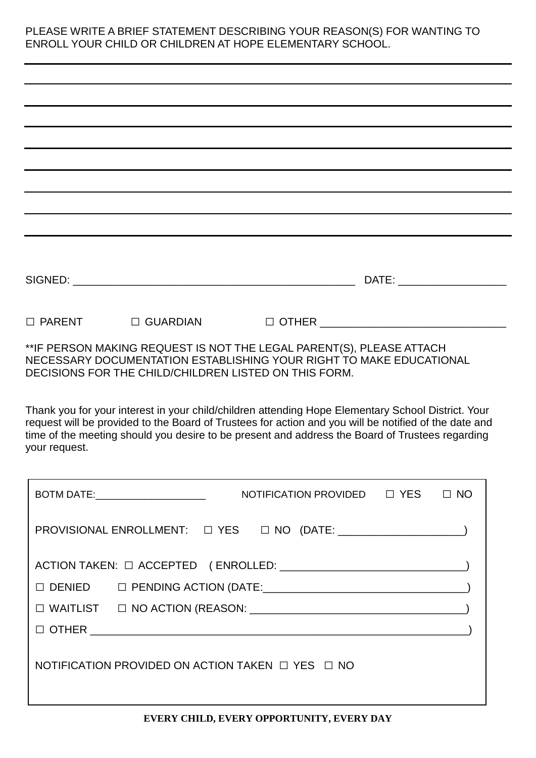PLEASE WRITE A BRIEF STATEMENT DESCRIBING YOUR REASON(S) FOR WANTING TO ENROLL YOUR CHILD OR CHILDREN AT HOPE ELEMENTARY SCHOOL.

______________________________________________________________________

______________________________________________________________________

______________________________________________________________________

______________________________________________________________________

______________________________________________________________________

______________________________________________________________________

______________________________________________________________________

______________________________________________________________________

______________________________________________________________________

SIGNED: _______________________________________________ DATE: __________________

☐ PARENT ☐ GUARDIAN ☐ OTHER ______________________________

**IF PERSON MAKING REQUEST IS NOT THE LEGAL PARENT(S), PLEASE ATTACH NECESSARY DOCUMENTATION ESTABLISHING YOUR RIGHT TO MAKE EDUCATIONAL DECISIONS FOR THE CHILD/CHILDREN LISTED ON THIS FORM.

Thank you for your interest in your child/children attending Hope Elementary School District. Your request will be provided to the Board of Trustees for action and you will be notified of the date and time of the meeting should you desire to be present and address the Board of Trustees regarding your request.

BOTM DATE:___________________ NOTIFICATION PROVIDED ☐ YES ☐ NO

PROVISIONAL ENROLLMENT: ☐ YES ☐ NO (DATE: ____________________)

ACTION TAKEN: ☐ ACCEPTED ( ENROLLED: ______________________________)

☐ DENIED ☐ PENDING ACTION (DATE:_________________________________)

☐ WAITLIST ☐ NO ACTION (REASON: __________________________________)

☐ OTHER _______________________________________________________________)

NOTIFICATION PROVIDED ON ACTION TAKEN ☐ YES ☐ NO

**EVERY CHILD, EVERY OPPORTUNITY, EVERY DAY**